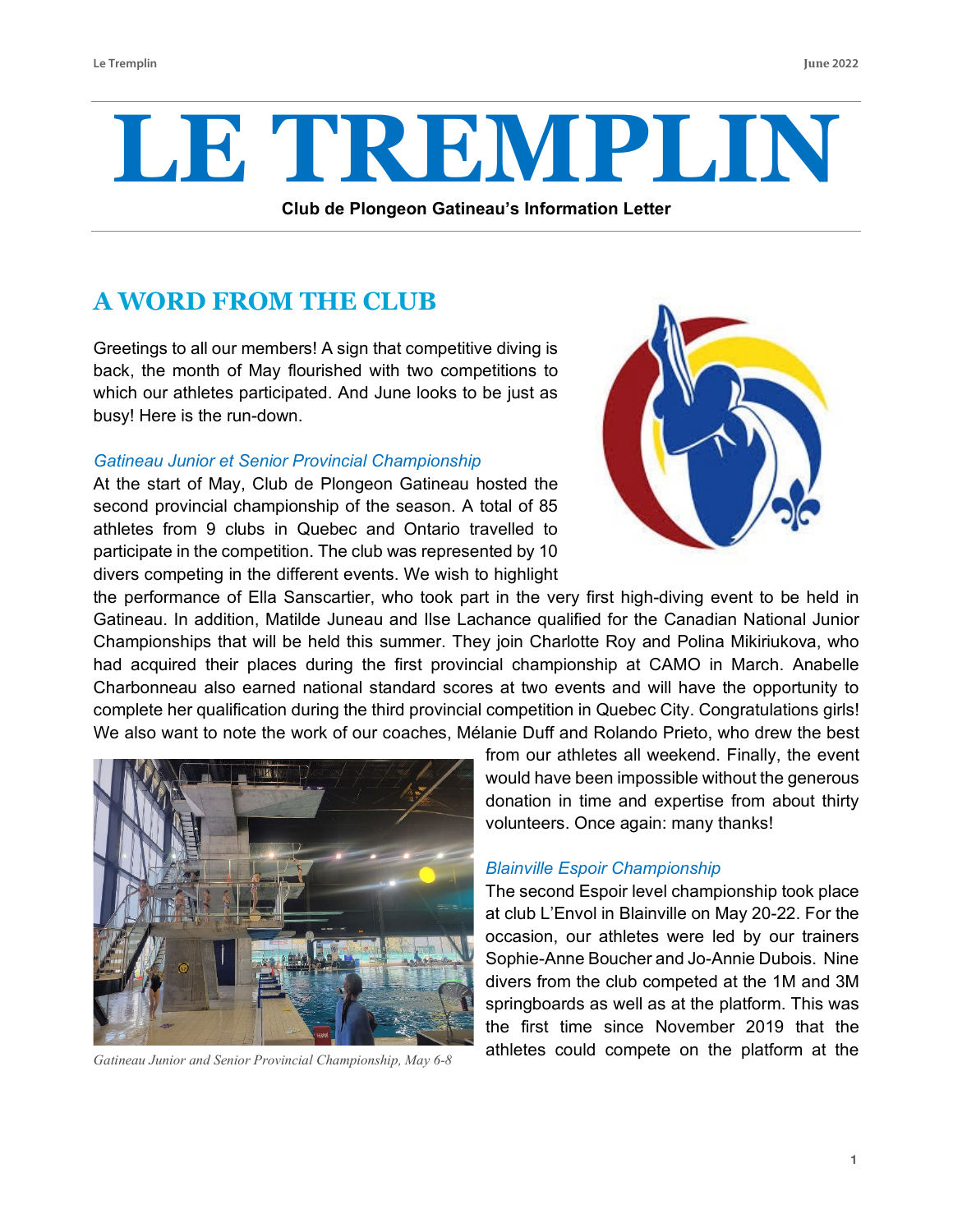# LE TREMPLIN

**Club de Plongeon Gatineau's Information Letter**

## A WORD FROM THE CLUB

Greetings to all our members! A sign that competitive diving is back, the month of May flourished with two competitions to which our athletes participated. And June looks to be just as busy! Here is the run-down.

### *Gatineau Junior et Senior Provincial Championship*

At the start of May, Club de Plongeon Gatineau hosted the second provincial championship of the season. A total of 85 athletes from 9 clubs in Quebec and Ontario travelled to participate in the competition. The club was represented by 10 divers competing in the different events. We wish to highlight the performance of Ella Sanscartier, who took part in the very first high-diving event to be held in Gatineau. In addition, Matilde Juneau and Ilse Lachance qualified for the Canadian National Junior Championships that will be held this summer. They join Charlotte Roy and Polina Mikiriukova, who had acquired their places during the first provincial championship at CAMO in March. Anabelle Charbonneau also earned national standard scores at two events and will have the opportunity to complete her qualification during the third provincial competition in Quebec City. Congratulations girls! We also want to note the work of our coaches, Mélanie Duff and Rolando Prieto, who drew the best from our athletes all weekend. Finally, the event would have been impossible without the generous donation in time and expertise from about thirty volunteers. Once again: many thanks!

*Gatineau Junior and Senior Provincial Championship, May 6-8*

### *Blainville Espoir Championship*

The second Espoir level championship took place at club L'Envol in Blainville on May 20-22. For the occasion, our athletes were led by our trainers Sophie-Anne Boucher and Jo-Annie Dubois. Nine divers from the club competed at the 1M and 3M springboards as well as at the platform. This was the first time since November 2019 that the athletes could compete on the platform at the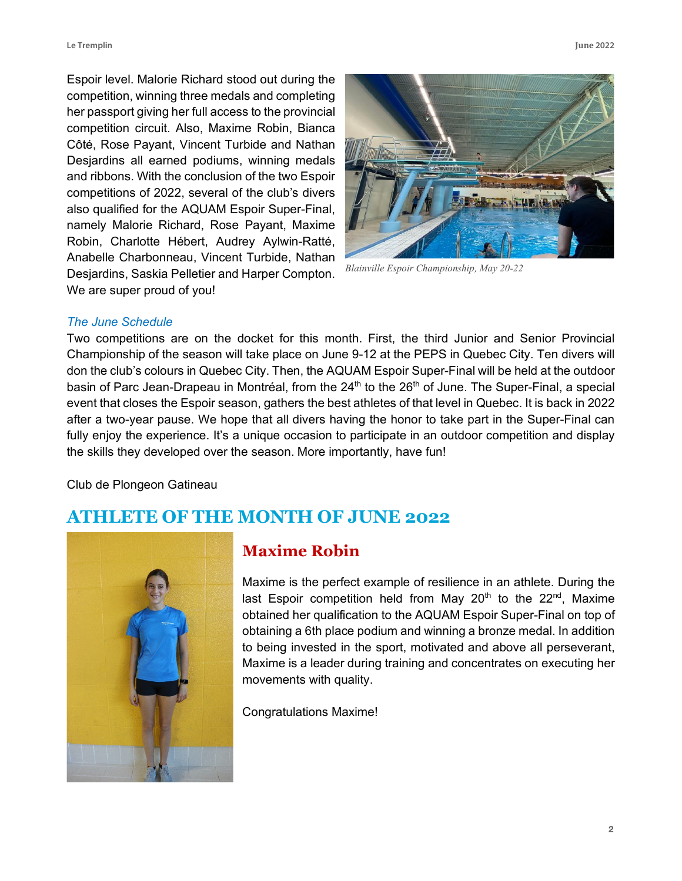Espoir level. Malorie Richard stood out during the competition, winning three medals and completing her passport giving her full access to the provincial competition circuit. Also, Maxime Robin, Bianca Côté, Rose Payant, Vincent Turbide and Nathan Desjardins all earned podiums, winning medals and ribbons. With the conclusion of the two Espoir competitions of 2022, several of the club's divers also qualified for the AQUAM Espoir Super-Final, namely Malorie Richard, Rose Payant, Maxime Robin, Charlotte Hébert, Audrey Aylwin-Ratté, Anabelle Charbonneau, Vincent Turbide, Nathan Desjardins, Saskia Pelletier and Harper Compton. We are super proud of you!

*Blainville Espoir Championship, May 20-22*

*The June Schedule*

Two competitions are on the docket for this month. First, the third Junior and Senior Provincial Championship of the season will take place on June 9-12 at the PEPS in Quebec City. Ten divers will don the club's colours in Quebec City. Then, the AQUAM Espoir Super-Final will be held at the outdoor basin of Parc Jean-Drapeau in Montréal, from the 24th to the 26th of June. The Super-Final, a special event that closes the Espoir season, gathers the best athletes of that level in Quebec. It is back in 2022 after a two-year pause. We hope that all divers having the honor to take part in the Super-Final can fully enjoy the experience. It's a unique occasion to participate in an outdoor competition and display the skills they developed over the season. More importantly, have fun!

Club de Plongeon Gatineau

## ATHLETE OF THE MONTH OF JUNE 2022

### Maxime Robin

Maxime is the perfect example of resilience in an athlete. During the last Espoir competition held from May 20th to the 22nd, Maxime obtained her qualification to the AQUAM Espoir Super-Final on top of obtaining a 6th place podium and winning a bronze medal. In addition to being invested in the sport, motivated and above all perseverant, Maxime is a leader during training and concentrates on executing her movements with quality.

Congratulations Maxime!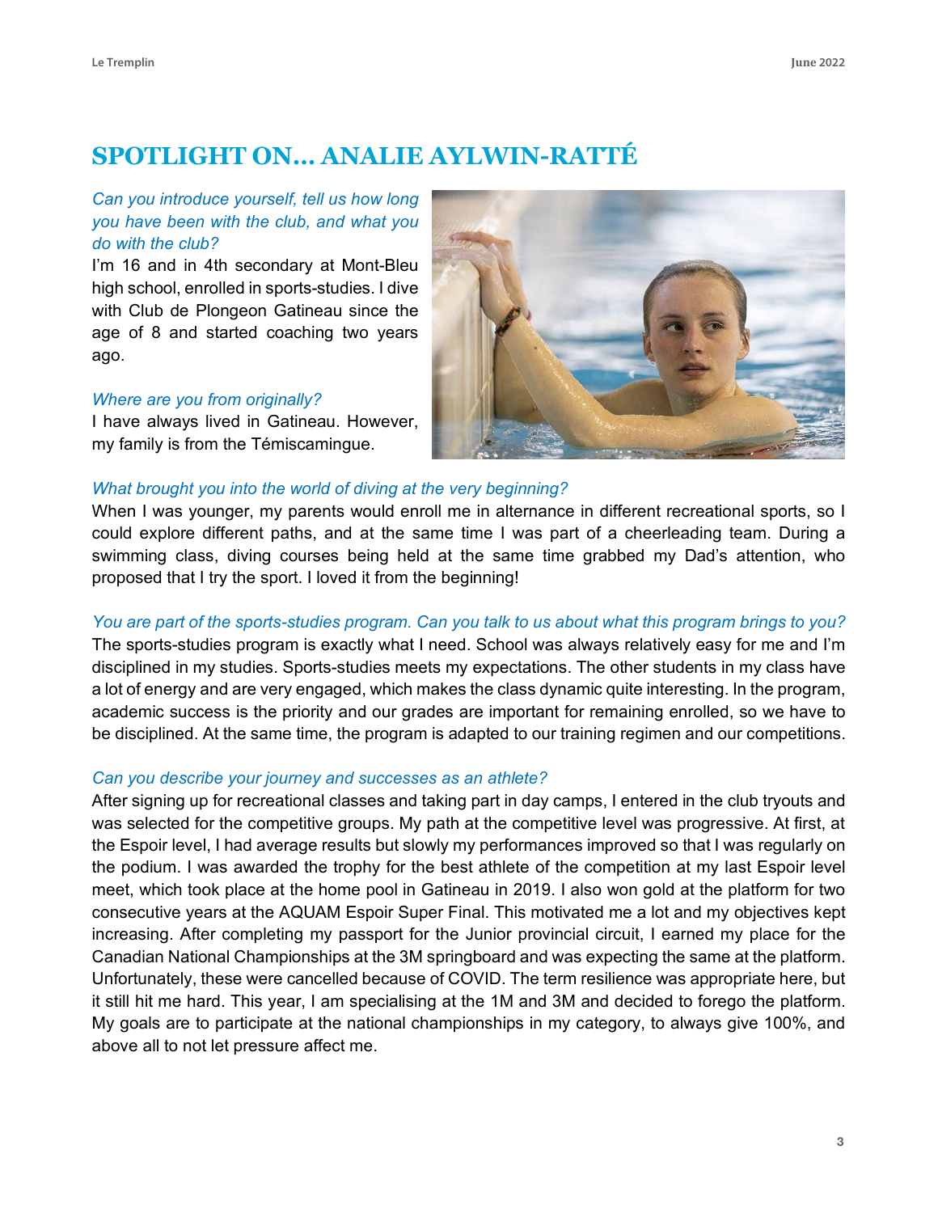## SPOTLIGHT ON… ANALIE AYLWIN-RATTÉ

*Can you introduce yourself, tell us how long you have been with the club, and what you do with the club?*

I'm 16 and in 4th secondary at Mont-Bleu high school, enrolled in sports-studies. I dive with Club de Plongeon Gatineau since the age of 8 and started coaching two years ago.

*Where are you from originally?*

I have always lived in Gatineau. However, my family is from the Témiscamingue.

*What brought you into the world of diving at the very beginning?*

When I was younger, my parents would enroll me in alternance in different recreational sports, so I could explore different paths, and at the same time I was part of a cheerleading team. During a swimming class, diving courses being held at the same time grabbed my Dad's attention, who proposed that I try the sport. I loved it from the beginning!

*You are part of the sports-studies program. Can you talk to us about what this program brings to you?*

The sports-studies program is exactly what I need. School was always relatively easy for me and I'm disciplined in my studies. Sports-studies meets my expectations. The other students in my class have a lot of energy and are very engaged, which makes the class dynamic quite interesting. In the program, academic success is the priority and our grades are important for remaining enrolled, so we have to be disciplined. At the same time, the program is adapted to our training regimen and our competitions.

*Can you describe your journey and successes as an athlete?*

After signing up for recreational classes and taking part in day camps, I entered in the club tryouts and was selected for the competitive groups. My path at the competitive level was progressive. At first, at the Espoir level, I had average results but slowly my performances improved so that I was regularly on the podium. I was awarded the trophy for the best athlete of the competition at my last Espoir level meet, which took place at the home pool in Gatineau in 2019. I also won gold at the platform for two consecutive years at the AQUAM Espoir Super Final. This motivated me a lot and my objectives kept increasing. After completing my passport for the Junior provincial circuit, I earned my place for the Canadian National Championships at the 3M springboard and was expecting the same at the platform. Unfortunately, these were cancelled because of COVID. The term resilience was appropriate here, but it still hit me hard. This year, I am specialising at the 1M and 3M and decided to forego the platform. My goals are to participate at the national championships in my category, to always give 100%, and above all to not let pressure affect me.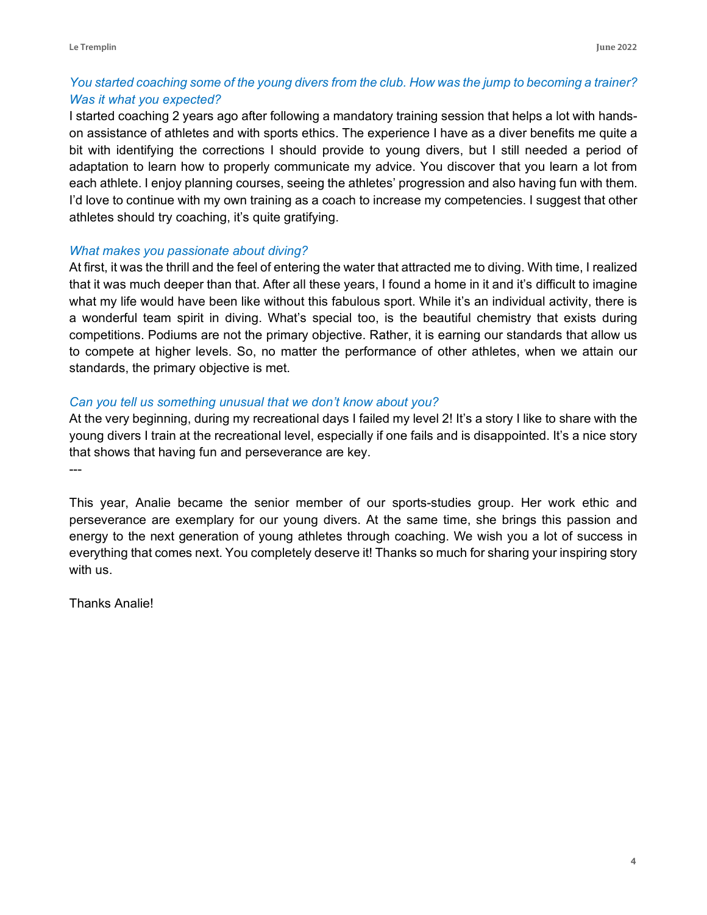*You started coaching some of the young divers from the club. How was the jump to becoming a trainer? Was it what you expected?*

I started coaching 2 years ago after following a mandatory training session that helps a lot with hands-on assistance of athletes and with sports ethics. The experience I have as a diver benefits me quite a bit with identifying the corrections I should provide to young divers, but I still needed a period of adaptation to learn how to properly communicate my advice. You discover that you learn a lot from each athlete. I enjoy planning courses, seeing the athletes' progression and also having fun with them. I'd love to continue with my own training as a coach to increase my competencies. I suggest that other athletes should try coaching, it's quite gratifying.

*What makes you passionate about diving?*

At first, it was the thrill and the feel of entering the water that attracted me to diving. With time, I realized that it was much deeper than that. After all these years, I found a home in it and it's difficult to imagine what my life would have been like without this fabulous sport. While it's an individual activity, there is a wonderful team spirit in diving. What's special too, is the beautiful chemistry that exists during competitions. Podiums are not the primary objective. Rather, it is earning our standards that allow us to compete at higher levels. So, no matter the performance of other athletes, when we attain our standards, the primary objective is met.

*Can you tell us something unusual that we don't know about you?*

At the very beginning, during my recreational days I failed my level 2! It's a story I like to share with the young divers I train at the recreational level, especially if one fails and is disappointed. It's a nice story that shows that having fun and perseverance are key.

---

This year, Analie became the senior member of our sports-studies group. Her work ethic and perseverance are exemplary for our young divers. At the same time, she brings this passion and energy to the next generation of young athletes through coaching. We wish you a lot of success in everything that comes next. You completely deserve it! Thanks so much for sharing your inspiring story with us.

Thanks Analie!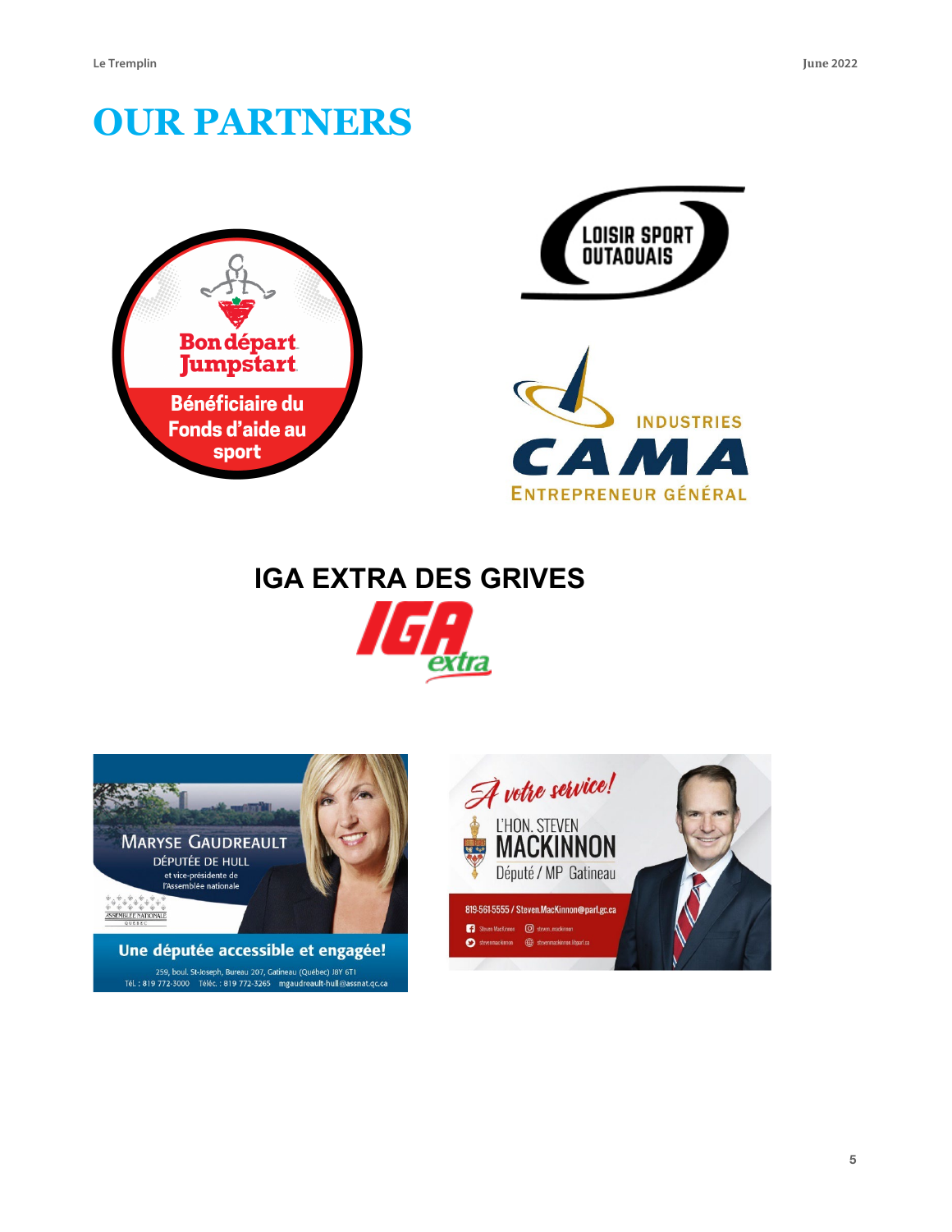# OUR PARTNERS

Bon départ Jumpstart

Bénéficiaire du Fonds d'aide au sport

LOISIR SPORT OUTAOUAIS

INDUSTRIES CAMA

ENTREPRENEUR GÉNÉRAL

## IGA EXTRA DES GRIVES

IGA extra

MARYSE GAUDREAULT

DÉPUTÉE DE HULL

et vice-présidente de l'Assemblée nationale

ASSEMBLÉE NATIONALE QUÉBEC

Une députée accessible et engagée!

259, boul. St-Joseph, Bureau 207, Gatineau (Québec) J8Y 6T1

Tél. : 819 772-3000 Téléc. : 819 772-3265 mgaudreault-hull@assnat.qc.ca

À votre service!

L'HON. STEVEN MACKINNON

Député / MP Gatineau

819-561-5555 / Steven.MacKinnon@parl.gc.ca